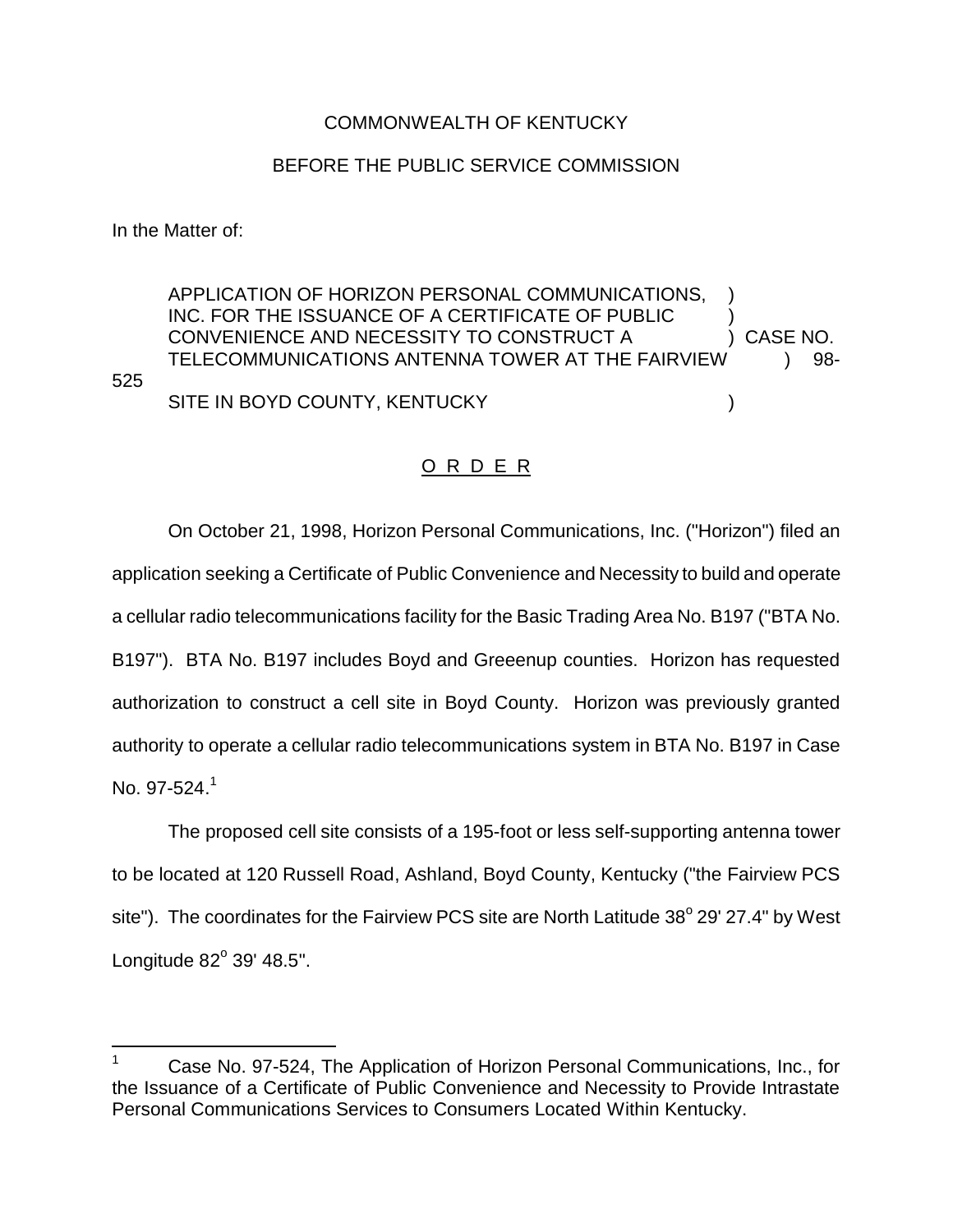COMMONWEALTH OF KENTUCKY

BEFORE THE PUBLIC SERVICE COMMISSION

In the Matter of:

APPLICATION OF HORIZON PERSONAL COMMUNICATIONS, INC. FOR THE ISSUANCE OF A CERTIFICATE OF PUBLIC CONVENIENCE AND NECESSITY TO CONSTRUCT A TELECOMMUNICATIONS ANTENNA TOWER AT THE FAIRVIEW SITE IN BOYD COUNTY, KENTUCKY ) CASE NO. 98-525

O R D E R

On October 21, 1998, Horizon Personal Communications, Inc. ("Horizon") filed an application seeking a Certificate of Public Convenience and Necessity to build and operate a cellular radio telecommunications facility for the Basic Trading Area No. B197 ("BTA No. B197"). BTA No. B197 includes Boyd and Greeenup counties. Horizon has requested authorization to construct a cell site in Boyd County. Horizon was previously granted authority to operate a cellular radio telecommunications system in BTA No. B197 in Case No. 97-524.[1]

The proposed cell site consists of a 195-foot or less self-supporting antenna tower to be located at 120 Russell Road, Ashland, Boyd County, Kentucky ("the Fairview PCS site"). The coordinates for the Fairview PCS site are North Latitude 38° 29' 27.4" by West Longitude 82° 39' 48.5".

[1] Case No. 97-524, The Application of Horizon Personal Communications, Inc., for the Issuance of a Certificate of Public Convenience and Necessity to Provide Intrastate Personal Communications Services to Consumers Located Within Kentucky.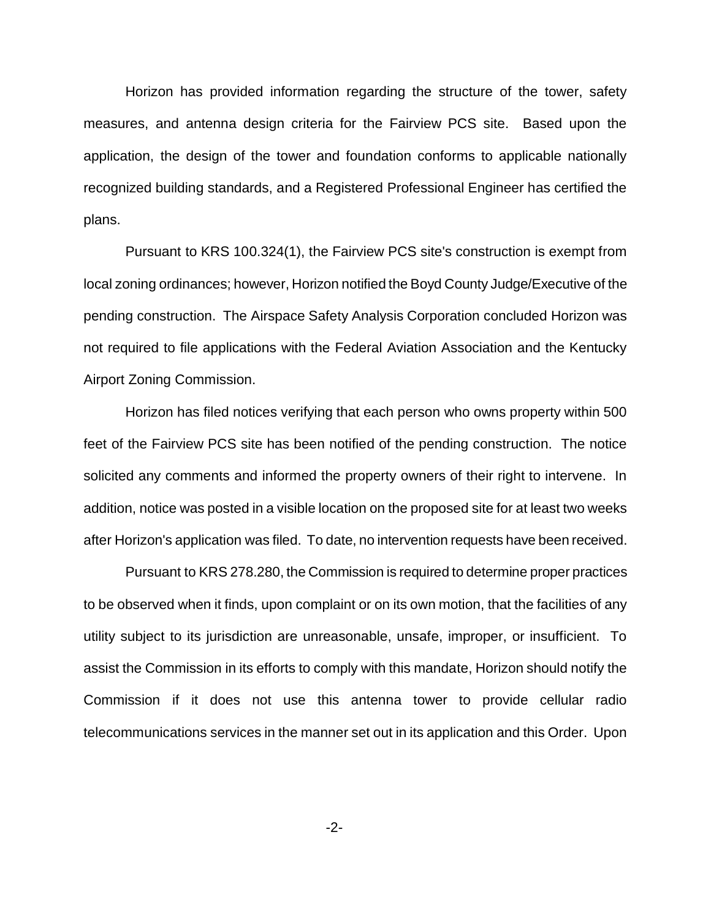Horizon has provided information regarding the structure of the tower, safety measures, and antenna design criteria for the Fairview PCS site. Based upon the application, the design of the tower and foundation conforms to applicable nationally recognized building standards, and a Registered Professional Engineer has certified the plans.

Pursuant to KRS 100.324(1), the Fairview PCS site's construction is exempt from local zoning ordinances; however, Horizon notified the Boyd County Judge/Executive of the pending construction. The Airspace Safety Analysis Corporation concluded Horizon was not required to file applications with the Federal Aviation Association and the Kentucky Airport Zoning Commission.

Horizon has filed notices verifying that each person who owns property within 500 feet of the Fairview PCS site has been notified of the pending construction. The notice solicited any comments and informed the property owners of their right to intervene. In addition, notice was posted in a visible location on the proposed site for at least two weeks after Horizon's application was filed. To date, no intervention requests have been received.

Pursuant to KRS 278.280, the Commission is required to determine proper practices to be observed when it finds, upon complaint or on its own motion, that the facilities of any utility subject to its jurisdiction are unreasonable, unsafe, improper, or insufficient. To assist the Commission in its efforts to comply with this mandate, Horizon should notify the Commission if it does not use this antenna tower to provide cellular radio telecommunications services in the manner set out in its application and this Order. Upon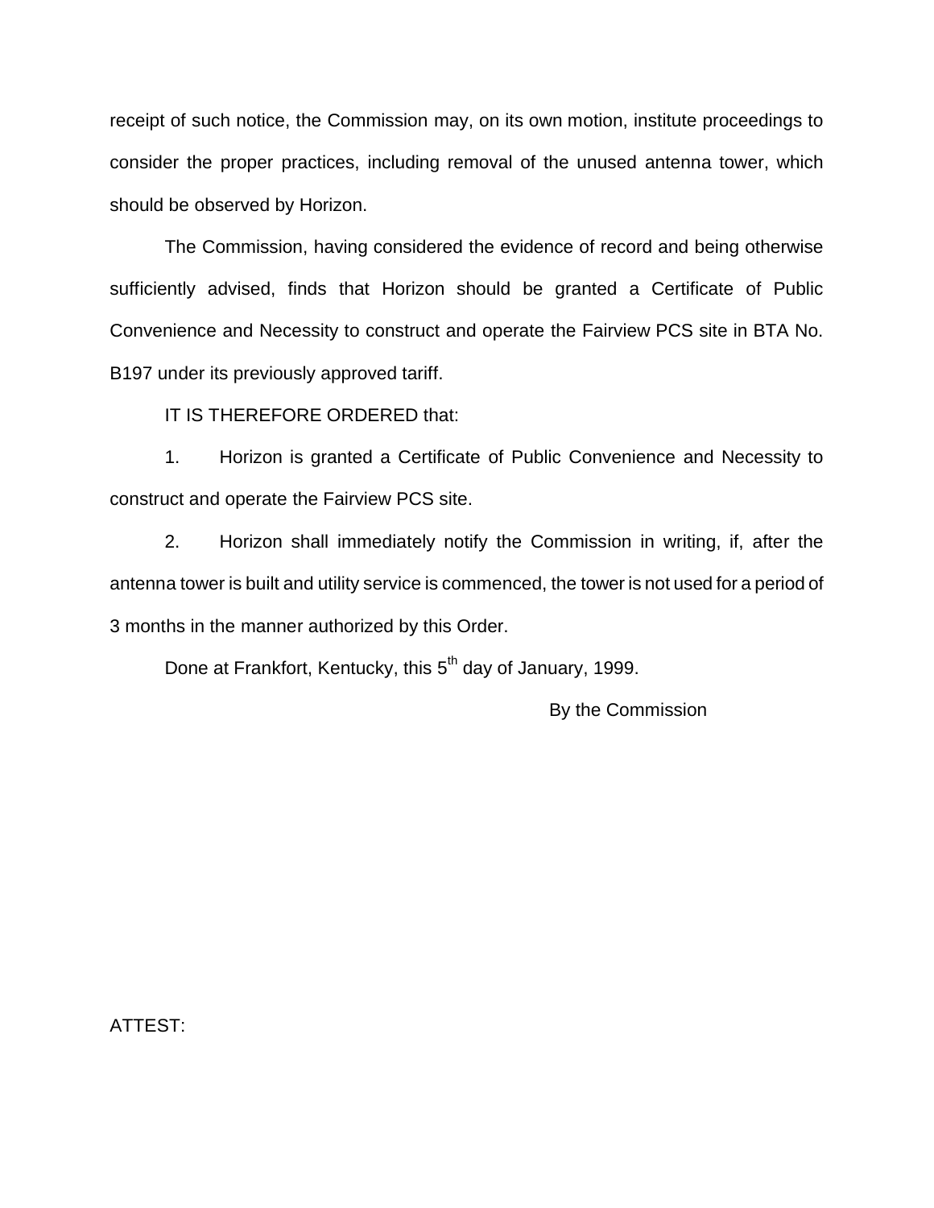receipt of such notice, the Commission may, on its own motion, institute proceedings to consider the proper practices, including removal of the unused antenna tower, which should be observed by Horizon.

The Commission, having considered the evidence of record and being otherwise sufficiently advised, finds that Horizon should be granted a Certificate of Public Convenience and Necessity to construct and operate the Fairview PCS site in BTA No. B197 under its previously approved tariff.

IT IS THEREFORE ORDERED that:

1. Horizon is granted a Certificate of Public Convenience and Necessity to construct and operate the Fairview PCS site.

2. Horizon shall immediately notify the Commission in writing, if, after the antenna tower is built and utility service is commenced, the tower is not used for a period of 3 months in the manner authorized by this Order.

Done at Frankfort, Kentucky, this 5th day of January, 1999.

By the Commission

ATTEST: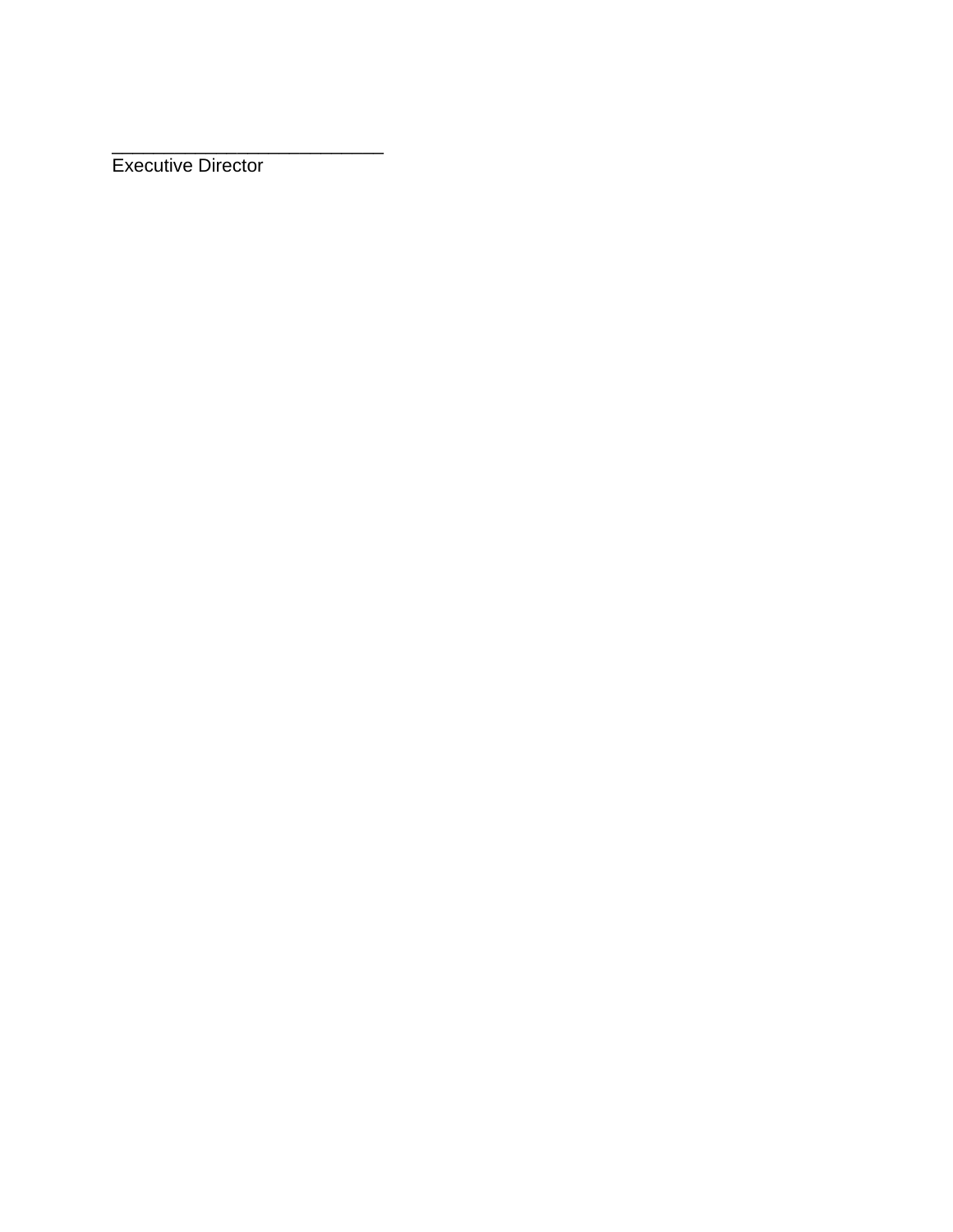___________________________

Executive Director